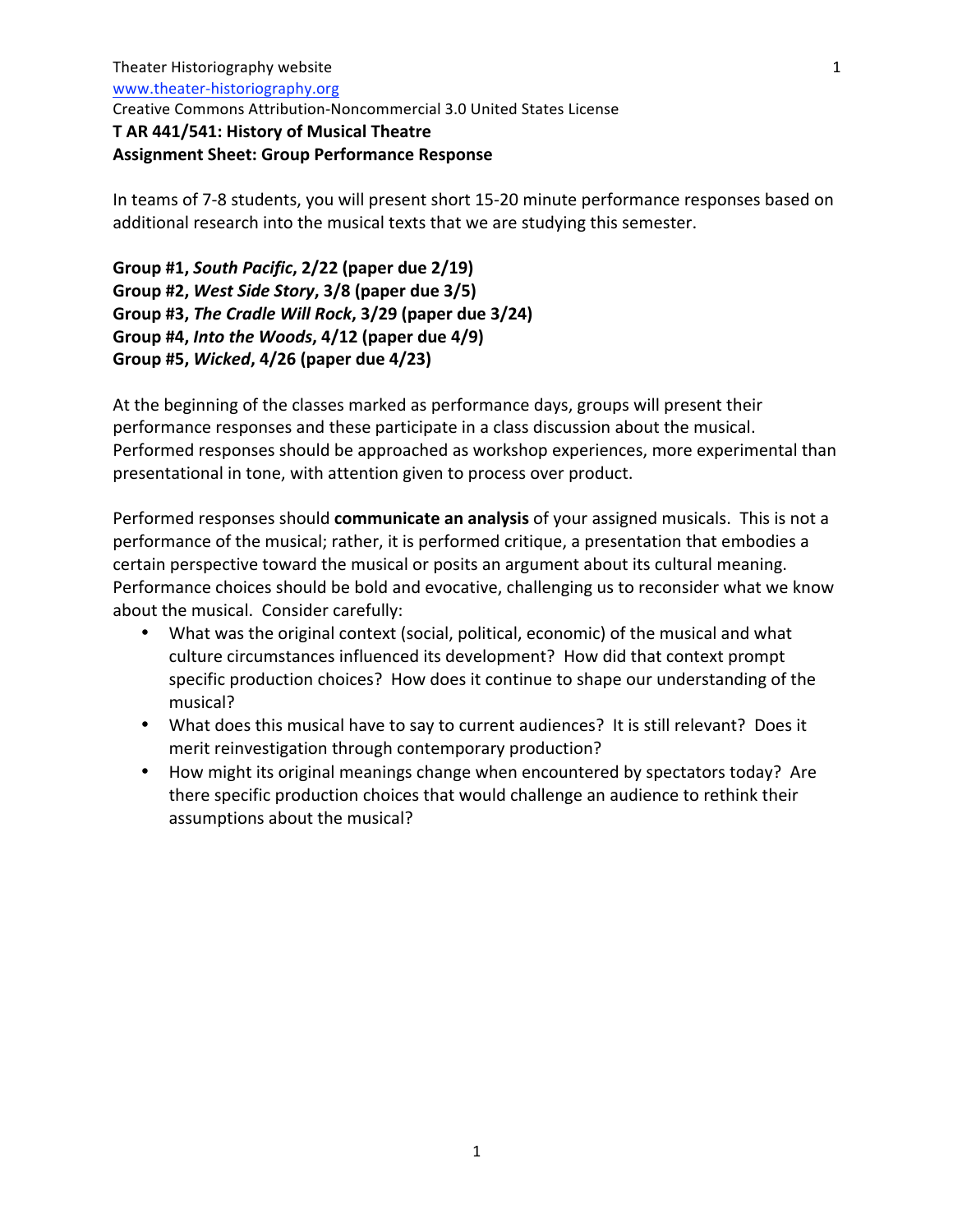Theater Historiography website
www.theater-historiography.org
Creative Commons Attribution-Noncommercial 3.0 United States License

**T AR 441/541: History of Musical Theatre**
**Assignment Sheet: Group Performance Response**

In teams of 7-8 students, you will present short 15-20 minute performance responses based on additional research into the musical texts that we are studying this semester.

**Group #1, *South Pacific*, 2/22 (paper due 2/19)**
**Group #2, *West Side Story*, 3/8 (paper due 3/5)**
**Group #3, *The Cradle Will Rock*, 3/29 (paper due 3/24)**
**Group #4, *Into the Woods*, 4/12 (paper due 4/9)**
**Group #5, *Wicked*, 4/26 (paper due 4/23)**

At the beginning of the classes marked as performance days, groups will present their performance responses and these participate in a class discussion about the musical. Performed responses should be approached as workshop experiences, more experimental than presentational in tone, with attention given to process over product.

Performed responses should **communicate an analysis** of your assigned musicals. This is not a performance of the musical; rather, it is performed critique, a presentation that embodies a certain perspective toward the musical or posits an argument about its cultural meaning. Performance choices should be bold and evocative, challenging us to reconsider what we know about the musical. Consider carefully:

- What was the original context (social, political, economic) of the musical and what culture circumstances influenced its development? How did that context prompt specific production choices? How does it continue to shape our understanding of the musical?
- What does this musical have to say to current audiences? It is still relevant? Does it merit reinvestigation through contemporary production?
- How might its original meanings change when encountered by spectators today? Are there specific production choices that would challenge an audience to rethink their assumptions about the musical?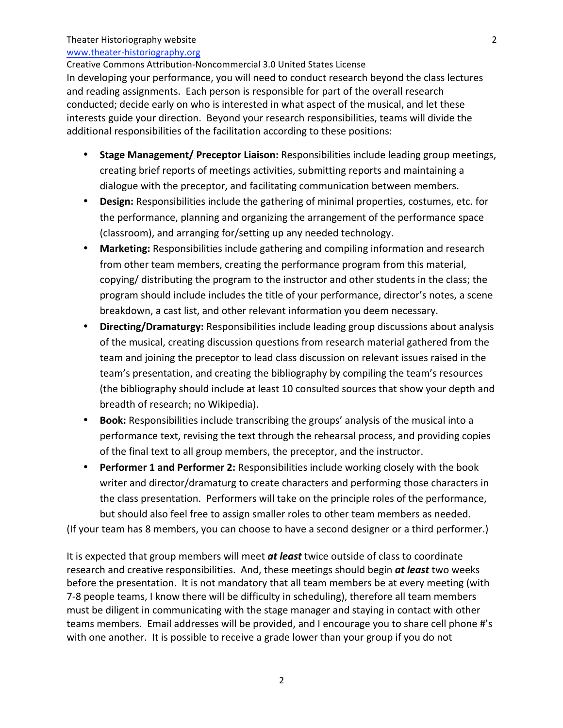In developing your performance, you will need to conduct research beyond the class lectures and reading assignments. Each person is responsible for part of the overall research conducted; decide early on who is interested in what aspect of the musical, and let these interests guide your direction. Beyond your research responsibilities, teams will divide the additional responsibilities of the facilitation according to these positions:

- **Stage Management/ Preceptor Liaison:** Responsibilities include leading group meetings, creating brief reports of meetings activities, submitting reports and maintaining a dialogue with the preceptor, and facilitating communication between members.
- **Design:** Responsibilities include the gathering of minimal properties, costumes, etc. for the performance, planning and organizing the arrangement of the performance space (classroom), and arranging for/setting up any needed technology.
- **Marketing:** Responsibilities include gathering and compiling information and research from other team members, creating the performance program from this material, copying/ distributing the program to the instructor and other students in the class; the program should include includes the title of your performance, director's notes, a scene breakdown, a cast list, and other relevant information you deem necessary.
- **Directing/Dramaturgy:** Responsibilities include leading group discussions about analysis of the musical, creating discussion questions from research material gathered from the team and joining the preceptor to lead class discussion on relevant issues raised in the team's presentation, and creating the bibliography by compiling the team's resources (the bibliography should include at least 10 consulted sources that show your depth and breadth of research; no Wikipedia).
- **Book:** Responsibilities include transcribing the groups' analysis of the musical into a performance text, revising the text through the rehearsal process, and providing copies of the final text to all group members, the preceptor, and the instructor.
- **Performer 1 and Performer 2:** Responsibilities include working closely with the book writer and director/dramaturg to create characters and performing those characters in the class presentation. Performers will take on the principle roles of the performance, but should also feel free to assign smaller roles to other team members as needed.

(If your team has 8 members, you can choose to have a second designer or a third performer.)

It is expected that group members will meet ***at least*** twice outside of class to coordinate research and creative responsibilities. And, these meetings should begin ***at least*** two weeks before the presentation. It is not mandatory that all team members be at every meeting (with 7-8 people teams, I know there will be difficulty in scheduling), therefore all team members must be diligent in communicating with the stage manager and staying in contact with other teams members. Email addresses will be provided, and I encourage you to share cell phone #'s with one another. It is possible to receive a grade lower than your group if you do not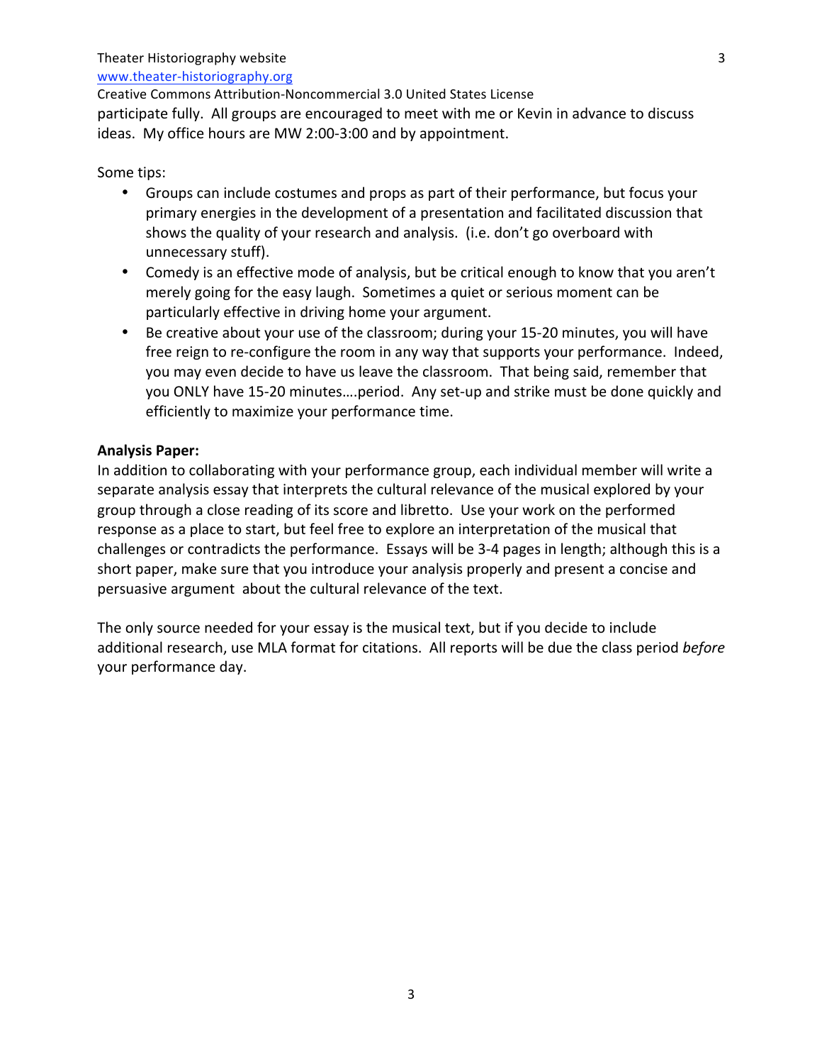participate fully. All groups are encouraged to meet with me or Kevin in advance to discuss ideas. My office hours are MW 2:00-3:00 and by appointment.

Some tips:

- Groups can include costumes and props as part of their performance, but focus your primary energies in the development of a presentation and facilitated discussion that shows the quality of your research and analysis. (i.e. don't go overboard with unnecessary stuff).
- Comedy is an effective mode of analysis, but be critical enough to know that you aren't merely going for the easy laugh. Sometimes a quiet or serious moment can be particularly effective in driving home your argument.
- Be creative about your use of the classroom; during your 15-20 minutes, you will have free reign to re-configure the room in any way that supports your performance. Indeed, you may even decide to have us leave the classroom. That being said, remember that you ONLY have 15-20 minutes….period. Any set-up and strike must be done quickly and efficiently to maximize your performance time.

**Analysis Paper:**

In addition to collaborating with your performance group, each individual member will write a separate analysis essay that interprets the cultural relevance of the musical explored by your group through a close reading of its score and libretto. Use your work on the performed response as a place to start, but feel free to explore an interpretation of the musical that challenges or contradicts the performance. Essays will be 3-4 pages in length; although this is a short paper, make sure that you introduce your analysis properly and present a concise and persuasive argument about the cultural relevance of the text.

The only source needed for your essay is the musical text, but if you decide to include additional research, use MLA format for citations. All reports will be due the class period *before* your performance day.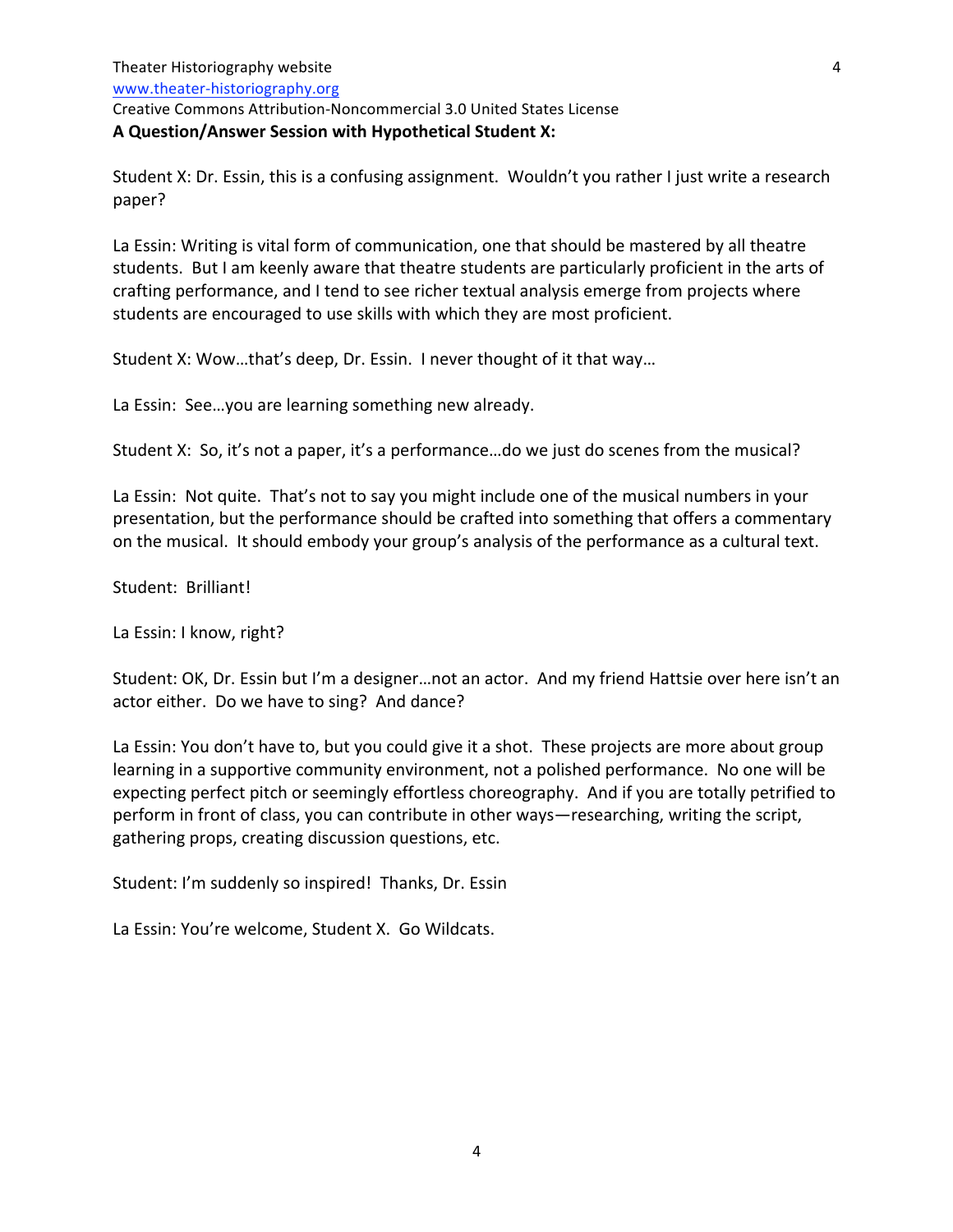**A Question/Answer Session with Hypothetical Student X:**

Student X: Dr. Essin, this is a confusing assignment. Wouldn't you rather I just write a research paper?

La Essin: Writing is vital form of communication, one that should be mastered by all theatre students. But I am keenly aware that theatre students are particularly proficient in the arts of crafting performance, and I tend to see richer textual analysis emerge from projects where students are encouraged to use skills with which they are most proficient.

Student X: Wow…that's deep, Dr. Essin. I never thought of it that way…

La Essin: See…you are learning something new already.

Student X: So, it's not a paper, it's a performance…do we just do scenes from the musical?

La Essin: Not quite. That's not to say you might include one of the musical numbers in your presentation, but the performance should be crafted into something that offers a commentary on the musical. It should embody your group's analysis of the performance as a cultural text.

Student: Brilliant!

La Essin: I know, right?

Student: OK, Dr. Essin but I'm a designer…not an actor. And my friend Hattsie over here isn't an actor either. Do we have to sing? And dance?

La Essin: You don't have to, but you could give it a shot. These projects are more about group learning in a supportive community environment, not a polished performance. No one will be expecting perfect pitch or seemingly effortless choreography. And if you are totally petrified to perform in front of class, you can contribute in other ways—researching, writing the script, gathering props, creating discussion questions, etc.

Student: I'm suddenly so inspired! Thanks, Dr. Essin

La Essin: You're welcome, Student X. Go Wildcats.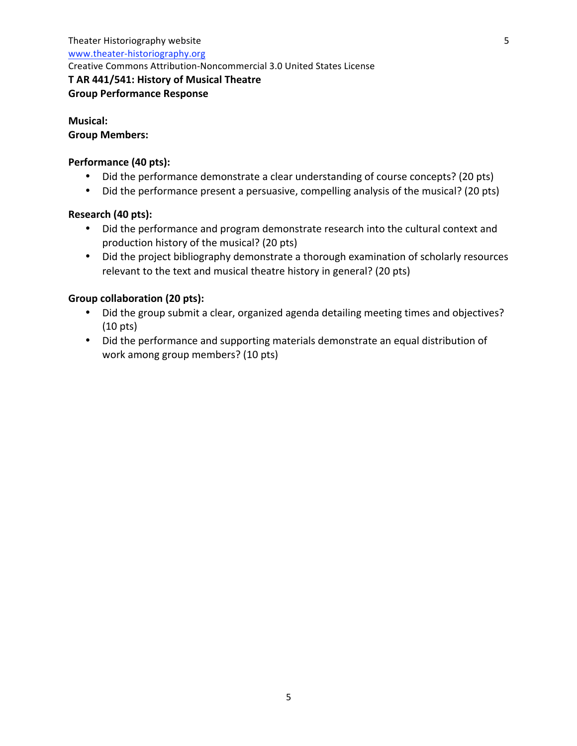**T AR 441/541: History of Musical Theatre**
**Group Performance Response**

**Musical:**
**Group Members:**

**Performance (40 pts):**

- Did the performance demonstrate a clear understanding of course concepts? (20 pts)
- Did the performance present a persuasive, compelling analysis of the musical? (20 pts)

**Research (40 pts):**

- Did the performance and program demonstrate research into the cultural context and production history of the musical? (20 pts)
- Did the project bibliography demonstrate a thorough examination of scholarly resources relevant to the text and musical theatre history in general? (20 pts)

**Group collaboration (20 pts):**

- Did the group submit a clear, organized agenda detailing meeting times and objectives? (10 pts)
- Did the performance and supporting materials demonstrate an equal distribution of work among group members? (10 pts)